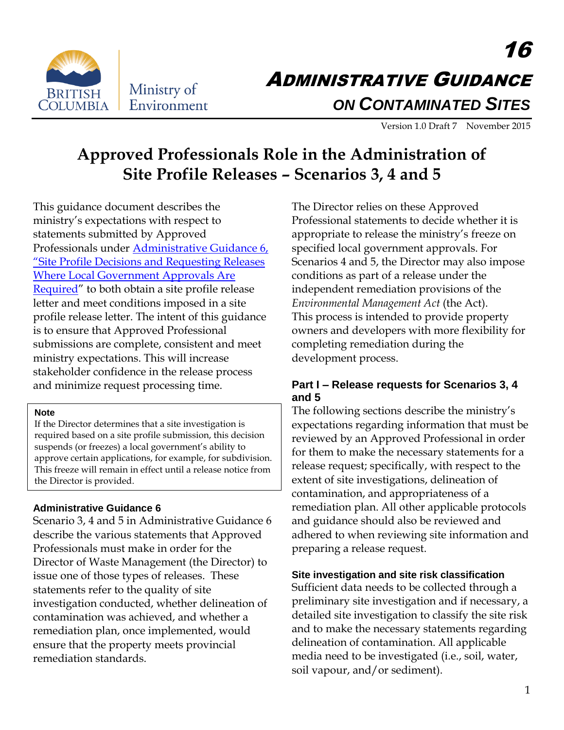British Columbia Ministry of Environment

# 16 ADMINISTRATIVE GUIDANCE ON CONTAMINATED SITES

Version 1.0 Draft 7 November 2015

# Approved Professionals Role in the Administration of Site Profile Releases – Scenarios 3, 4 and 5

This guidance document describes the ministry's expectations with respect to statements submitted by Approved Professionals under [Administrative Guidance 6, "Site Profile Decisions and Requesting Releases Where Local Government Approvals Are Required"] to both obtain a site profile release letter and meet conditions imposed in a site profile release letter. The intent of this guidance is to ensure that Approved Professional submissions are complete, consistent and meet ministry expectations. This will increase stakeholder confidence in the release process and minimize request processing time.

> **Note**
> If the Director determines that a site investigation is required based on a site profile submission, this decision suspends (or freezes) a local government's ability to approve certain applications, for example, for subdivision. This freeze will remain in effect until a release notice from the Director is provided.

### Administrative Guidance 6

Scenario 3, 4 and 5 in Administrative Guidance 6 describe the various statements that Approved Professionals must make in order for the Director of Waste Management (the Director) to issue one of those types of releases. These statements refer to the quality of site investigation conducted, whether delineation of contamination was achieved, and whether a remediation plan, once implemented, would ensure that the property meets provincial remediation standards.

The Director relies on these Approved Professional statements to decide whether it is appropriate to release the ministry's freeze on specified local government approvals. For Scenarios 4 and 5, the Director may also impose conditions as part of a release under the independent remediation provisions of the *Environmental Management Act* (the Act). This process is intended to provide property owners and developers with more flexibility for completing remediation during the development process.

## Part I – Release requests for Scenarios 3, 4 and 5

The following sections describe the ministry's expectations regarding information that must be reviewed by an Approved Professional in order for them to make the necessary statements for a release request; specifically, with respect to the extent of site investigations, delineation of contamination, and appropriateness of a remediation plan. All other applicable protocols and guidance should also be reviewed and adhered to when reviewing site information and preparing a release request.

### Site investigation and site risk classification

Sufficient data needs to be collected through a preliminary site investigation and if necessary, a detailed site investigation to classify the site risk and to make the necessary statements regarding delineation of contamination. All applicable media need to be investigated (i.e., soil, water, soil vapour, and/or sediment).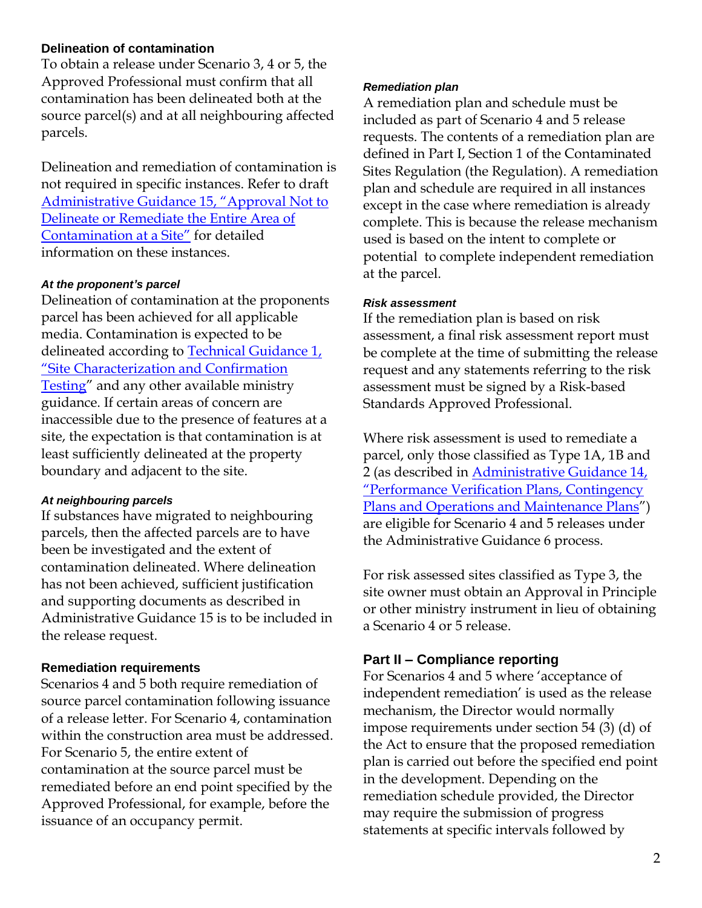### Delineation of contamination

To obtain a release under Scenario 3, 4 or 5, the Approved Professional must confirm that all contamination has been delineated both at the source parcel(s) and at all neighbouring affected parcels.

Delineation and remediation of contamination is not required in specific instances. Refer to draft Administrative Guidance 15, "Approval Not to Delineate or Remediate the Entire Area of Contamination at a Site" for detailed information on these instances.

#### *At the proponent's parcel*

Delineation of contamination at the proponents parcel has been achieved for all applicable media. Contamination is expected to be delineated according to Technical Guidance 1, "Site Characterization and Confirmation Testing" and any other available ministry guidance. If certain areas of concern are inaccessible due to the presence of features at a site, the expectation is that contamination is at least sufficiently delineated at the property boundary and adjacent to the site.

#### *At neighbouring parcels*

If substances have migrated to neighbouring parcels, then the affected parcels are to have been be investigated and the extent of contamination delineated. Where delineation has not been achieved, sufficient justification and supporting documents as described in Administrative Guidance 15 is to be included in the release request.

### Remediation requirements

Scenarios 4 and 5 both require remediation of source parcel contamination following issuance of a release letter. For Scenario 4, contamination within the construction area must be addressed. For Scenario 5, the entire extent of contamination at the source parcel must be remediated before an end point specified by the Approved Professional, for example, before the issuance of an occupancy permit.

#### *Remediation plan*

A remediation plan and schedule must be included as part of Scenario 4 and 5 release requests. The contents of a remediation plan are defined in Part I, Section 1 of the Contaminated Sites Regulation (the Regulation). A remediation plan and schedule are required in all instances except in the case where remediation is already complete. This is because the release mechanism used is based on the intent to complete or potential to complete independent remediation at the parcel.

#### *Risk assessment*

If the remediation plan is based on risk assessment, a final risk assessment report must be complete at the time of submitting the release request and any statements referring to the risk assessment must be signed by a Risk-based Standards Approved Professional.

Where risk assessment is used to remediate a parcel, only those classified as Type 1A, 1B and 2 (as described in Administrative Guidance 14, "Performance Verification Plans, Contingency Plans and Operations and Maintenance Plans") are eligible for Scenario 4 and 5 releases under the Administrative Guidance 6 process.

For risk assessed sites classified as Type 3, the site owner must obtain an Approval in Principle or other ministry instrument in lieu of obtaining a Scenario 4 or 5 release.

## Part II – Compliance reporting

For Scenarios 4 and 5 where 'acceptance of independent remediation' is used as the release mechanism, the Director would normally impose requirements under section 54 (3) (d) of the Act to ensure that the proposed remediation plan is carried out before the specified end point in the development. Depending on the remediation schedule provided, the Director may require the submission of progress statements at specific intervals followed by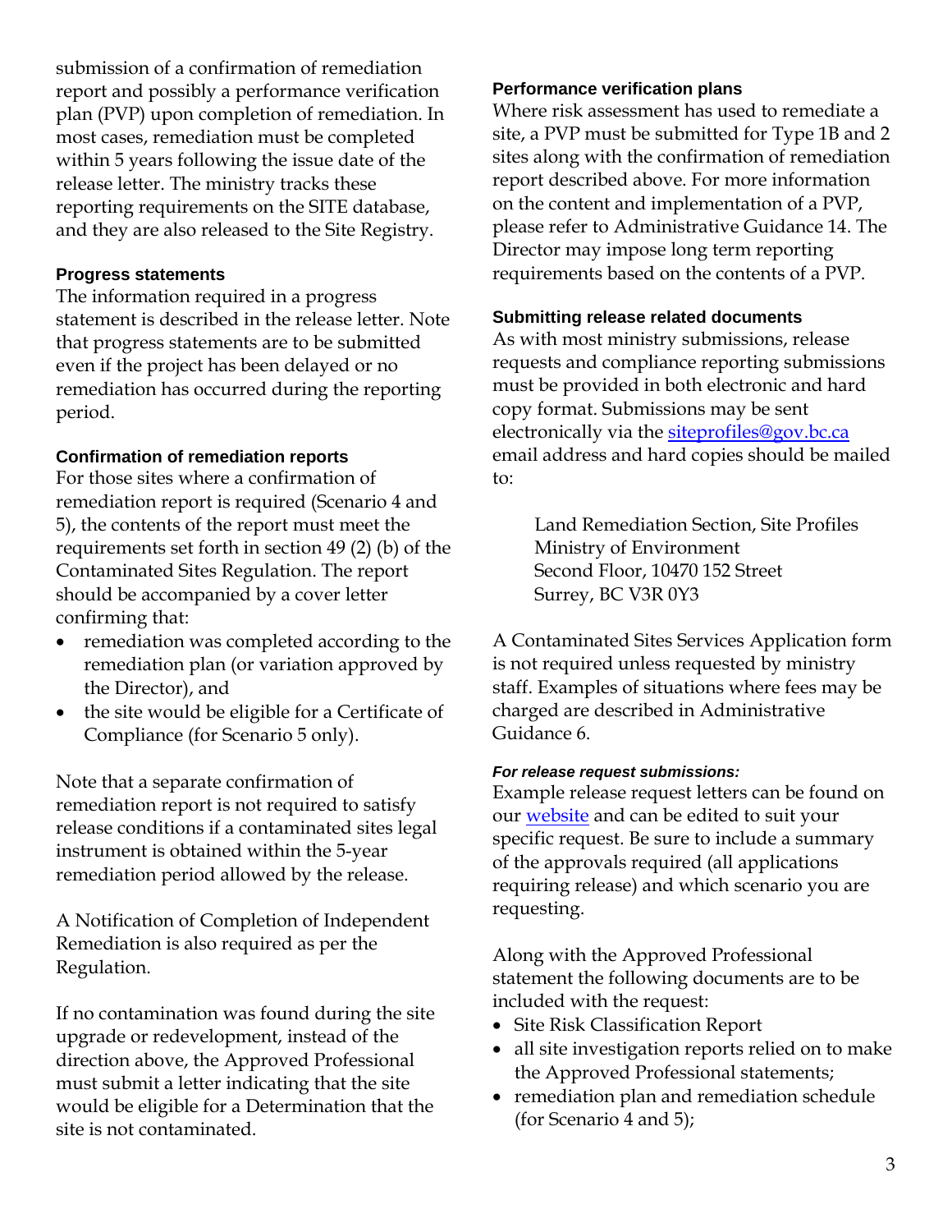submission of a confirmation of remediation report and possibly a performance verification plan (PVP) upon completion of remediation. In most cases, remediation must be completed within 5 years following the issue date of the release letter. The ministry tracks these reporting requirements on the SITE database, and they are also released to the Site Registry.

**Progress statements**

The information required in a progress statement is described in the release letter. Note that progress statements are to be submitted even if the project has been delayed or no remediation has occurred during the reporting period.

**Confirmation of remediation reports**

For those sites where a confirmation of remediation report is required (Scenario 4 and 5), the contents of the report must meet the requirements set forth in section 49 (2) (b) of the Contaminated Sites Regulation. The report should be accompanied by a cover letter confirming that:

- remediation was completed according to the remediation plan (or variation approved by the Director), and
- the site would be eligible for a Certificate of Compliance (for Scenario 5 only).

Note that a separate confirmation of remediation report is not required to satisfy release conditions if a contaminated sites legal instrument is obtained within the 5-year remediation period allowed by the release.

A Notification of Completion of Independent Remediation is also required as per the Regulation.

If no contamination was found during the site upgrade or redevelopment, instead of the direction above, the Approved Professional must submit a letter indicating that the site would be eligible for a Determination that the site is not contaminated.

**Performance verification plans**

Where risk assessment has used to remediate a site, a PVP must be submitted for Type 1B and 2 sites along with the confirmation of remediation report described above. For more information on the content and implementation of a PVP, please refer to Administrative Guidance 14. The Director may impose long term reporting requirements based on the contents of a PVP.

**Submitting release related documents**

As with most ministry submissions, release requests and compliance reporting submissions must be provided in both electronic and hard copy format. Submissions may be sent electronically via the siteprofiles@gov.bc.ca email address and hard copies should be mailed to:

> Land Remediation Section, Site Profiles
> Ministry of Environment
> Second Floor, 10470 152 Street
> Surrey, BC V3R 0Y3

A Contaminated Sites Services Application form is not required unless requested by ministry staff. Examples of situations where fees may be charged are described in Administrative Guidance 6.

***For release request submissions:***

Example release request letters can be found on our website and can be edited to suit your specific request. Be sure to include a summary of the approvals required (all applications requiring release) and which scenario you are requesting.

Along with the Approved Professional statement the following documents are to be included with the request:

- Site Risk Classification Report
- all site investigation reports relied on to make the Approved Professional statements;
- remediation plan and remediation schedule (for Scenario 4 and 5);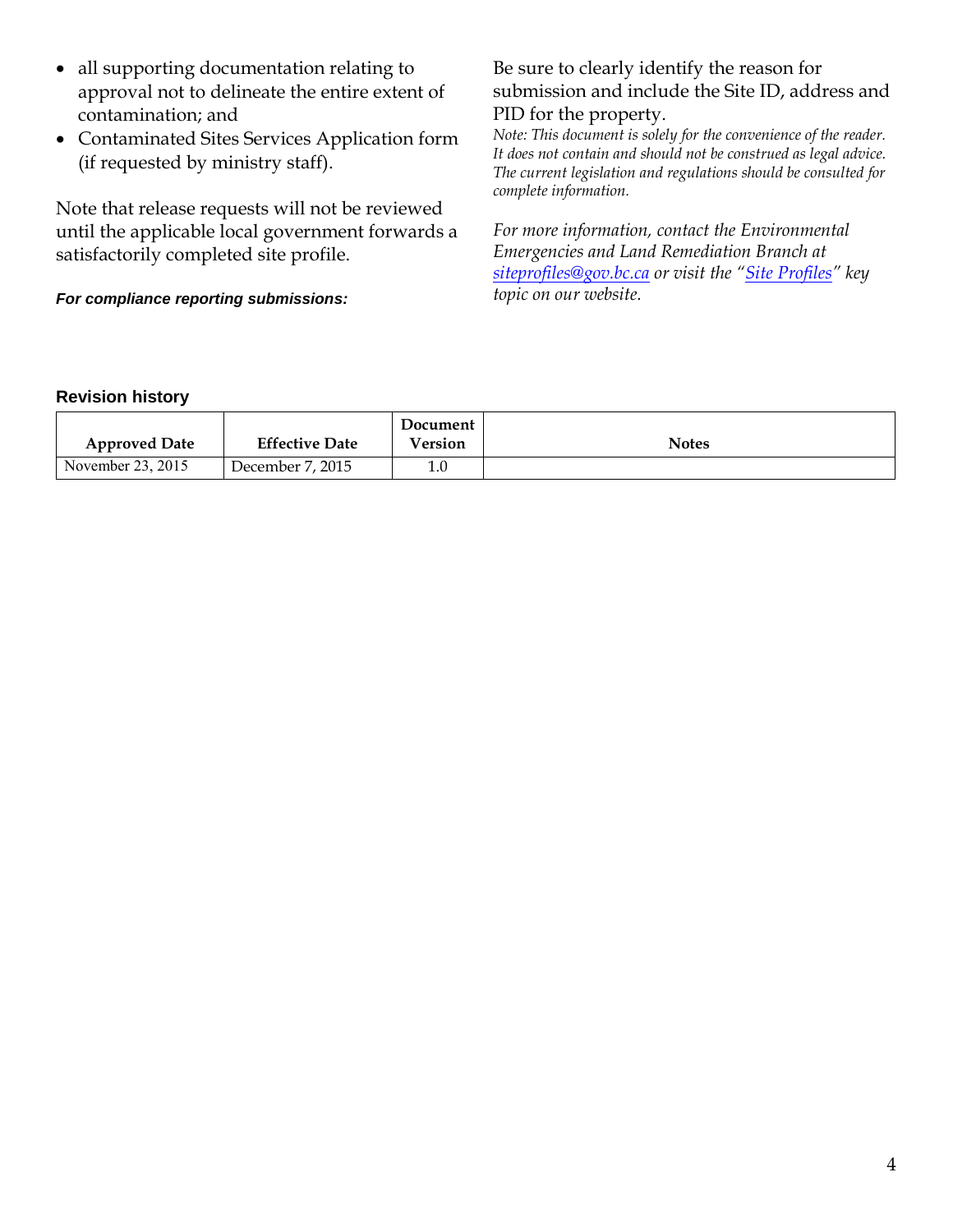- all supporting documentation relating to approval not to delineate the entire extent of contamination; and
- Contaminated Sites Services Application form (if requested by ministry staff).

Note that release requests will not be reviewed until the applicable local government forwards a satisfactorily completed site profile.

***For compliance reporting submissions:***

Be sure to clearly identify the reason for submission and include the Site ID, address and PID for the property.

*Note: This document is solely for the convenience of the reader. It does not contain and should not be construed as legal advice. The current legislation and regulations should be consulted for complete information.*

*For more information, contact the Environmental Emergencies and Land Remediation Branch at [siteprofiles@gov.bc.ca](mailto:siteprofiles@gov.bc.ca) or visit the "[Site Profiles](#)" key topic on our website.*

### Revision history

| Approved Date | Effective Date | Document Version | Notes |
| --- | --- | --- | --- |
| November 23, 2015 | December 7, 2015 | 1.0 | |